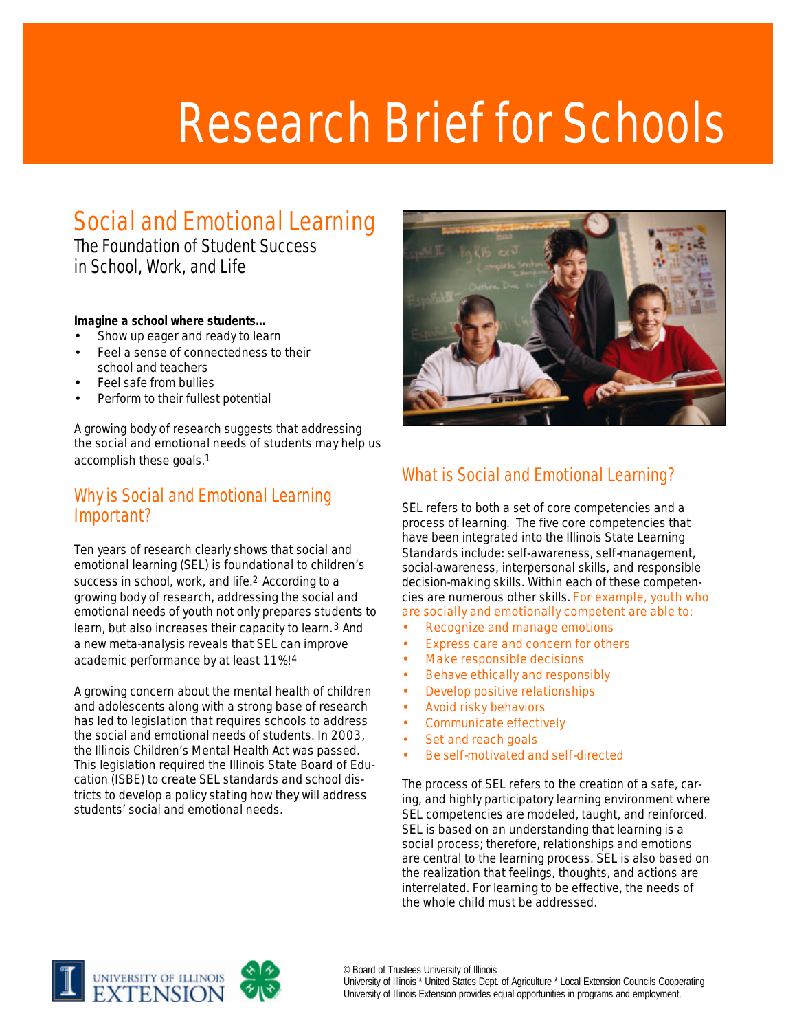# Research Brief for Schools

## Social and Emotional Learning

The Foundation of Student Success in School, Work, and Life

**Imagine a school where students...**

- Show up eager and ready to learn
- Feel a sense of connectedness to their school and teachers
- Feel safe from bullies
- Perform to their fullest potential

A growing body of research suggests that addressing the social and emotional needs of students may help us accomplish these goals.[1]

## Why is Social and Emotional Learning Important?

Ten years of research clearly shows that social and emotional learning (SEL) is foundational to children's success in school, work, and life.[2] According to a growing body of research, addressing the social and emotional needs of youth not only prepares students to learn, but also increases their capacity to learn.[3] And a new meta-analysis reveals that SEL can improve academic performance by at least 11%![4]

A growing concern about the mental health of children and adolescents along with a strong base of research has led to legislation that requires schools to address the social and emotional needs of students. In 2003, the Illinois Children's Mental Health Act was passed. This legislation required the Illinois State Board of Education (ISBE) to create SEL standards and school districts to develop a policy stating how they will address students' social and emotional needs.

## What is Social and Emotional Learning?

SEL refers to both a set of core competencies and a process of learning. The five core competencies that have been integrated into the Illinois State Learning Standards include: self-awareness, self-management, social-awareness, interpersonal skills, and responsible decision-making skills. Within each of these competencies are numerous other skills. For example, youth who are socially and emotionally competent are able to:

- Recognize and manage emotions
- Express care and concern for others
- Make responsible decisions
- Behave ethically and responsibly
- Develop positive relationships
- Avoid risky behaviors
- Communicate effectively
- Set and reach goals
- Be self-motivated and self-directed

The process of SEL refers to the creation of a safe, caring, and highly participatory learning environment where SEL competencies are modeled, taught, and reinforced. SEL is based on an understanding that learning is a social process; therefore, relationships and emotions are central to the learning process. SEL is also based on the realization that feelings, thoughts, and actions are interrelated. For learning to be effective, the needs of the whole child must be addressed.

UNIVERSITY OF ILLINOIS EXTENSION

© Board of Trustees University of Illinois
University of Illinois * United States Dept. of Agriculture * Local Extension Councils Cooperating
University of Illinois Extension provides equal opportunities in programs and employment.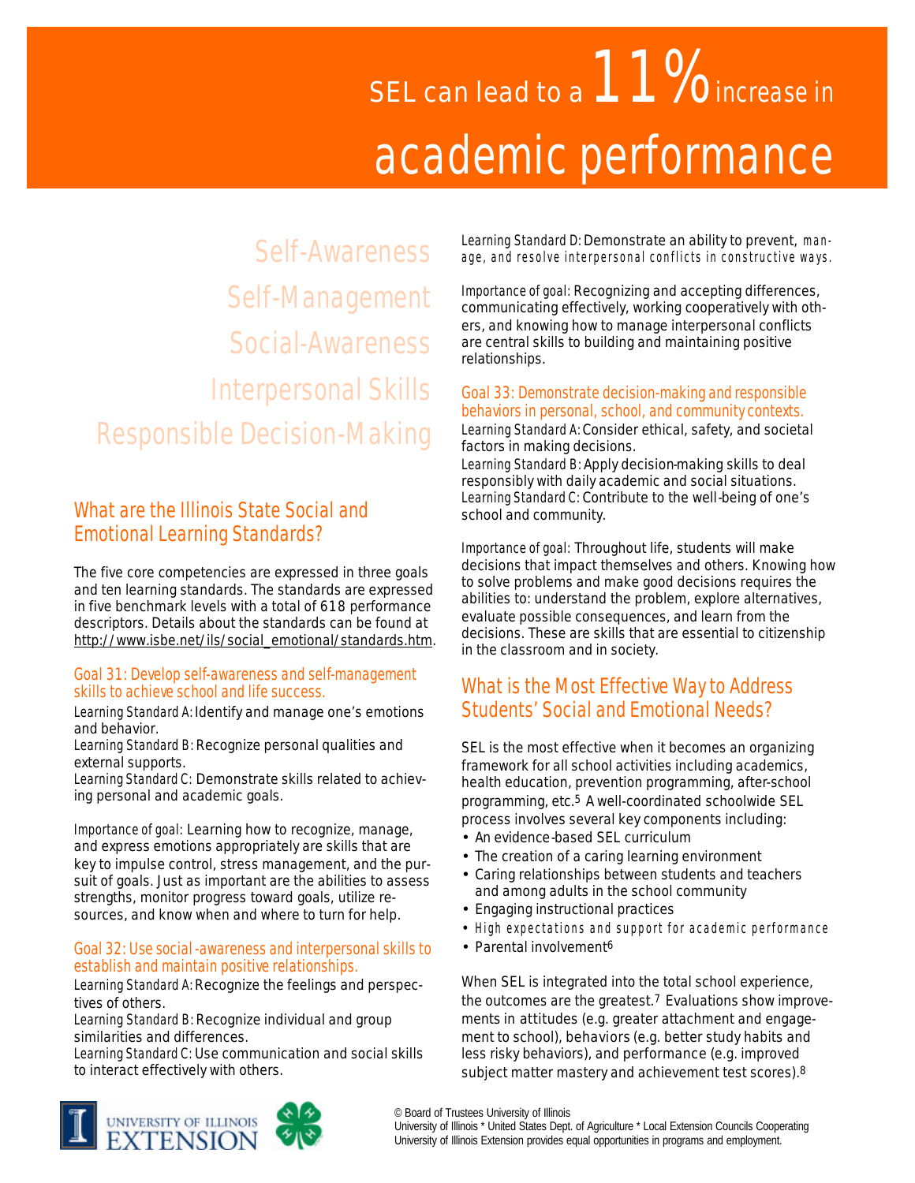# SEL can lead to a 11% increase in academic performance

Self-Awareness
Self-Management
Social-Awareness
Interpersonal Skills
Responsible Decision-Making

## What are the Illinois State Social and Emotional Learning Standards?

The five core competencies are expressed in three goals and ten learning standards. The standards are expressed in five benchmark levels with a total of 618 performance descriptors. Details about the standards can be found at http://www.isbe.net/ils/social_emotional/standards.htm.

### Goal 31: Develop self-awareness and self-management skills to achieve school and life success.

Learning Standard A: Identify and manage one's emotions and behavior.
Learning Standard B: Recognize personal qualities and external supports.
Learning Standard C: Demonstrate skills related to achieving personal and academic goals.

Importance of goal: Learning how to recognize, manage, and express emotions appropriately are skills that are key to impulse control, stress management, and the pursuit of goals. Just as important are the abilities to assess strengths, monitor progress toward goals, utilize resources, and know when and where to turn for help.

### Goal 32: Use social-awareness and interpersonal skills to establish and maintain positive relationships.

Learning Standard A: Recognize the feelings and perspectives of others.
Learning Standard B: Recognize individual and group similarities and differences.
Learning Standard C: Use communication and social skills to interact effectively with others.
Learning Standard D: Demonstrate an ability to prevent, manage, and resolve interpersonal conflicts in constructive ways.

Importance of goal: Recognizing and accepting differences, communicating effectively, working cooperatively with others, and knowing how to manage interpersonal conflicts are central skills to building and maintaining positive relationships.

### Goal 33: Demonstrate decision-making and responsible behaviors in personal, school, and community contexts.

Learning Standard A: Consider ethical, safety, and societal factors in making decisions.
Learning Standard B: Apply decision-making skills to deal responsibly with daily academic and social situations.
Learning Standard C: Contribute to the well-being of one's school and community.

Importance of goal: Throughout life, students will make decisions that impact themselves and others. Knowing how to solve problems and make good decisions requires the abilities to: understand the problem, explore alternatives, evaluate possible consequences, and learn from the decisions. These are skills that are essential to citizenship in the classroom and in society.

## What is the Most Effective Way to Address Students' Social and Emotional Needs?

SEL is the most effective when it becomes an organizing framework for all school activities including academics, health education, prevention programming, after-school programming, etc.[5] A well-coordinated schoolwide SEL process involves several key components including:

- An evidence-based SEL curriculum
- The creation of a caring learning environment
- Caring relationships between students and teachers and among adults in the school community
- Engaging instructional practices
- High expectations and support for academic performance
- Parental involvement[6]

When SEL is integrated into the total school experience, the outcomes are the greatest.[7] Evaluations show improvements in attitudes (e.g. greater attachment and engagement to school), behaviors (e.g. better study habits and less risky behaviors), and performance (e.g. improved subject matter mastery and achievement test scores).[8]

University of Illinois Extension

© Board of Trustees University of Illinois
University of Illinois * United States Dept. of Agriculture * Local Extension Councils Cooperating
University of Illinois Extension provides equal opportunities in programs and employment.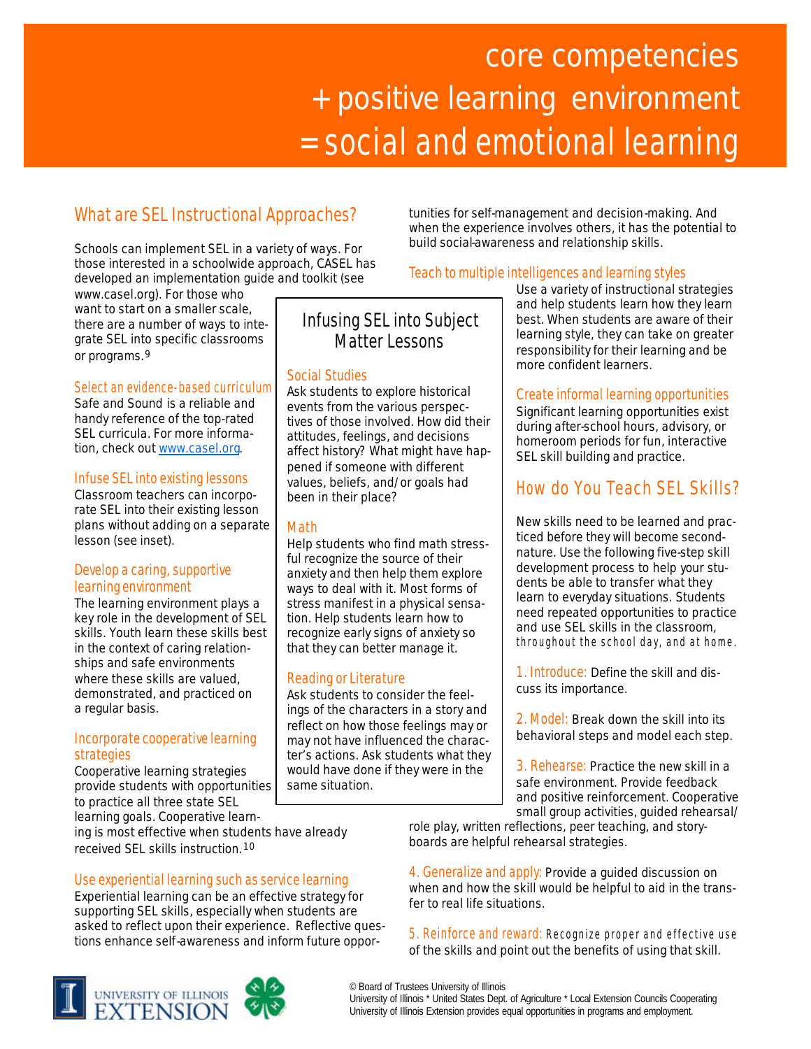# core competencies + positive learning environment = social and emotional learning

## What are SEL Instructional Approaches?

Schools can implement SEL in a variety of ways. For those interested in a schoolwide approach, CASEL has developed an implementation guide and toolkit (see www.casel.org). For those who want to start on a smaller scale, there are a number of ways to integrate SEL into specific classrooms or programs.[9]

### Select an evidence-based curriculum

Safe and Sound is a reliable and handy reference of the top-rated SEL curricula. For more information, check out www.casel.org.

### Infuse SEL into existing lessons

Classroom teachers can incorporate SEL into their existing lesson plans without adding on a separate lesson (see inset).

### Develop a caring, supportive learning environment

The learning environment plays a key role in the development of SEL skills. Youth learn these skills best in the context of caring relationships and safe environments where these skills are valued, demonstrated, and practiced on a regular basis.

### Incorporate cooperative learning strategies

Cooperative learning strategies provide students with opportunities to practice all three state SEL learning goals. Cooperative learning is most effective when students have already received SEL skills instruction.[10]

### Use experiential learning such as service learning

Experiential learning can be an effective strategy for supporting SEL skills, especially when students are asked to reflect upon their experience. Reflective questions enhance self-awareness and inform future opportunities for self-management and decision-making. And when the experience involves others, it has the potential to build social-awareness and relationship skills.

### Teach to multiple intelligences and learning styles

Use a variety of instructional strategies and help students learn how they learn best. When students are aware of their learning style, they can take on greater responsibility for their learning and be more confident learners.

### Create informal learning opportunities

Significant learning opportunities exist during after-school hours, advisory, or homeroom periods for fun, interactive SEL skill building and practice.

> ### Infusing SEL into Subject Matter Lessons
>
> **Social Studies**
> Ask students to explore historical events from the various perspectives of those involved. How did their attitudes, feelings, and decisions affect history? What might have happened if someone with different values, beliefs, and/or goals had been in their place?
>
> **Math**
> Help students who find math stressful recognize the source of their anxiety and then help them explore ways to deal with it. Most forms of stress manifest in a physical sensation. Help students learn how to recognize early signs of anxiety so that they can better manage it.
>
> **Reading or Literature**
> Ask students to consider the feelings of the characters in a story and reflect on how those feelings may or may not have influenced the character's actions. Ask students what they would have done if they were in the same situation.

## How do You Teach SEL Skills?

New skills need to be learned and practiced before they will become second-nature. Use the following five-step skill development process to help your students be able to transfer what they learn to everyday situations. Students need repeated opportunities to practice and use SEL skills in the classroom, throughout the school day, and at home.

1. **Introduce:** Define the skill and discuss its importance.

2. **Model:** Break down the skill into its behavioral steps and model each step.

3. **Rehearse:** Practice the new skill in a safe environment. Provide feedback and positive reinforcement. Cooperative small group activities, guided rehearsal/role play, written reflections, peer teaching, and storyboards are helpful rehearsal strategies.

4. **Generalize and apply:** Provide a guided discussion on when and how the skill would be helpful to aid in the transfer to real life situations.

5. **Reinforce and reward:** Recognize proper and effective use of the skills and point out the benefits of using that skill.

© Board of Trustees University of Illinois
University of Illinois * United States Dept. of Agriculture * Local Extension Councils Cooperating
University of Illinois Extension provides equal opportunities in programs and employment.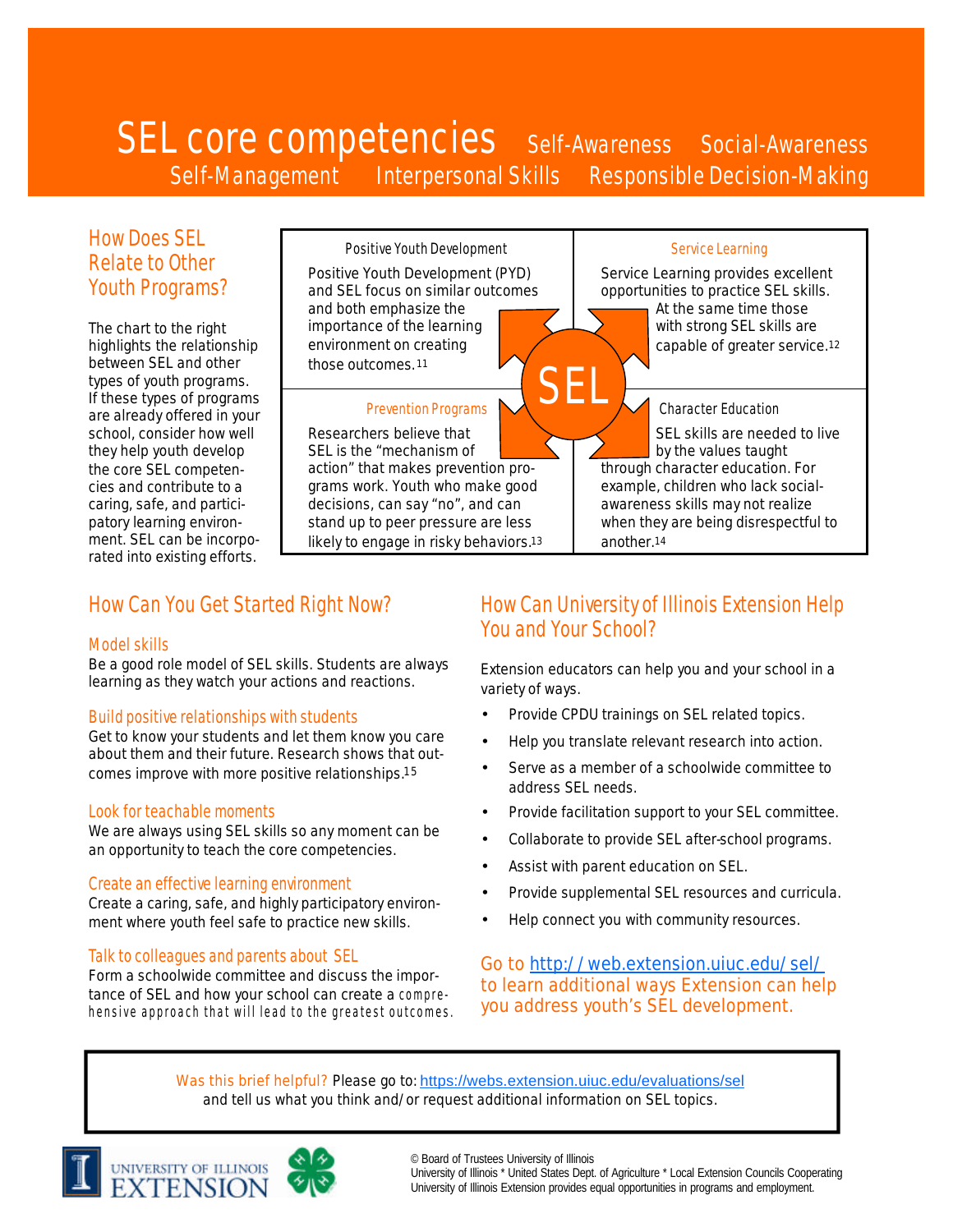# SEL core competencies

Self-Awareness   Social-Awareness   Self-Management   Interpersonal Skills   Responsible Decision-Making

## How Does SEL Relate to Other Youth Programs?

The chart to the right highlights the relationship between SEL and other types of youth programs. If these types of programs are already offered in your school, consider how well they help youth develop the core SEL competencies and contribute to a caring, safe, and participatory learning environment. SEL can be incorporated into existing efforts.

### Positive Youth Development

Positive Youth Development (PYD) and SEL focus on similar outcomes and both emphasize the importance of the learning environment on creating those outcomes.[11]

### Service Learning

Service Learning provides excellent opportunities to practice SEL skills. At the same time those with strong SEL skills are capable of greater service.[12]

### Prevention Programs

Researchers believe that SEL is the "mechanism of action" that makes prevention programs work. Youth who make good decisions, can say "no", and can stand up to peer pressure are less likely to engage in risky behaviors.[13]

### Character Education

SEL skills are needed to live by the values taught through character education. For example, children who lack social-awareness skills may not realize when they are being disrespectful to another.[14]

## How Can You Get Started Right Now?

### Model skills

Be a good role model of SEL skills. Students are always learning as they watch your actions and reactions.

### Build positive relationships with students

Get to know your students and let them know you care about them and their future. Research shows that outcomes improve with more positive relationships.[15]

### Look for teachable moments

We are always using SEL skills so any moment can be an opportunity to teach the core competencies.

### Create an effective learning environment

Create a caring, safe, and highly participatory environment where youth feel safe to practice new skills.

### Talk to colleagues and parents about SEL

Form a schoolwide committee and discuss the importance of SEL and how your school can create a comprehensive approach that will lead to the greatest outcomes.

## How Can University of Illinois Extension Help You and Your School?

Extension educators can help you and your school in a variety of ways.

- Provide CPDU trainings on SEL related topics.
- Help you translate relevant research into action.
- Serve as a member of a schoolwide committee to address SEL needs.
- Provide facilitation support to your SEL committee.
- Collaborate to provide SEL after-school programs.
- Assist with parent education on SEL.
- Provide supplemental SEL resources and curricula.
- Help connect you with community resources.

Go to http://web.extension.uiuc.edu/sel/ to learn additional ways Extension can help you address youth's SEL development.

Was this brief helpful? Please go to: https://webs.extension.uiuc.edu/evaluations/sel and tell us what you think and/or request additional information on SEL topics.

UNIVERSITY OF ILLINOIS EXTENSION

© Board of Trustees University of Illinois
University of Illinois * United States Dept. of Agriculture * Local Extension Councils Cooperating
University of Illinois Extension provides equal opportunities in programs and employment.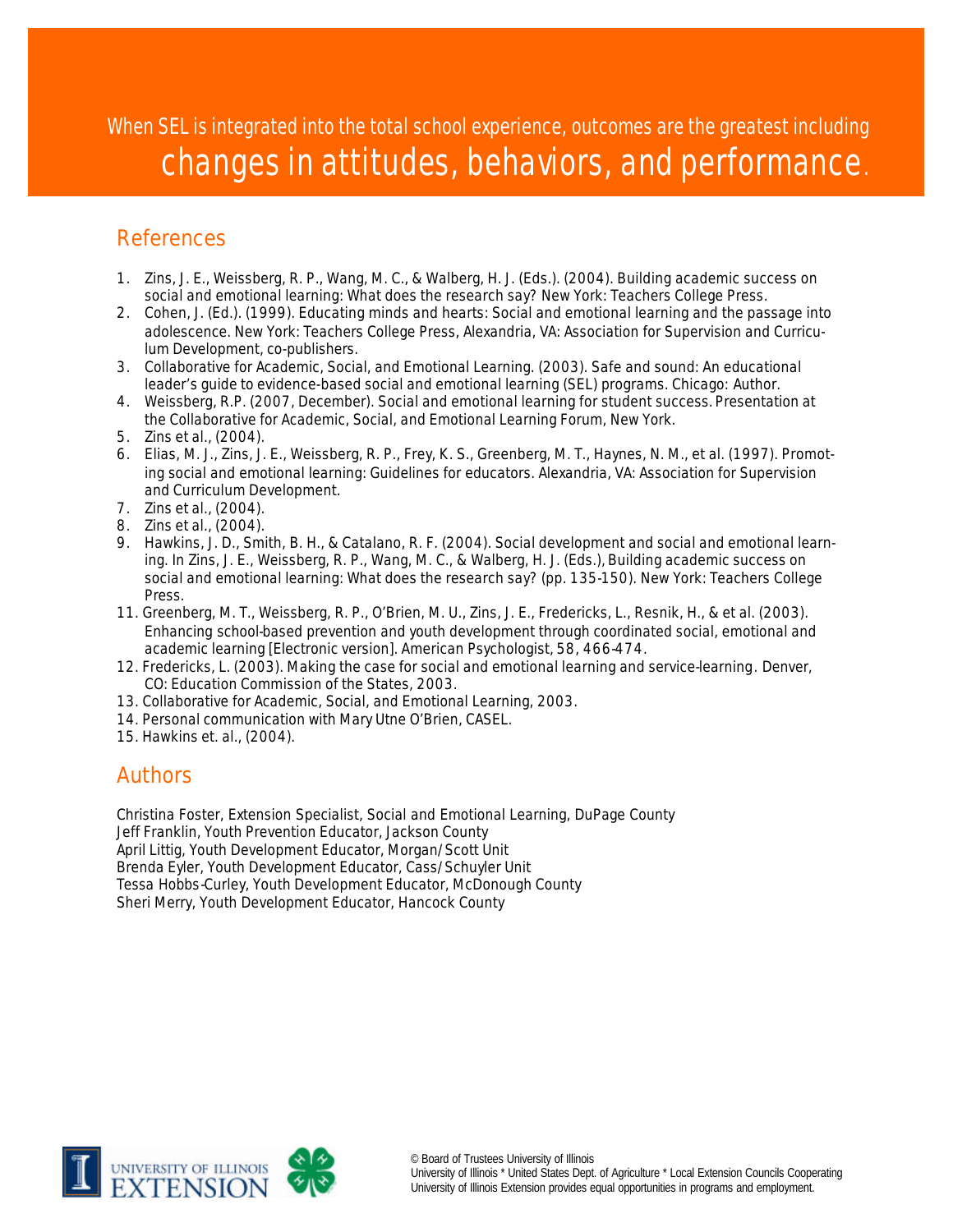When SEL is integrated into the total school experience, outcomes are the greatest including **changes in attitudes, behaviors, and performance**.

## References

1. Zins, J. E., Weissberg, R. P., Wang, M. C., & Walberg, H. J. (Eds.). (2004). Building academic success on social and emotional learning: What does the research say? New York: Teachers College Press.
2. Cohen, J. (Ed.). (1999). Educating minds and hearts: Social and emotional learning and the passage into adolescence. New York: Teachers College Press, Alexandria, VA: Association for Supervision and Curriculum Development, co-publishers.
3. Collaborative for Academic, Social, and Emotional Learning. (2003). Safe and sound: An educational leader's guide to evidence-based social and emotional learning (SEL) programs. Chicago: Author.
4. Weissberg, R.P. (2007, December). Social and emotional learning for student success. Presentation at the Collaborative for Academic, Social, and Emotional Learning Forum, New York.
5. Zins et al., (2004).
6. Elias, M. J., Zins, J. E., Weissberg, R. P., Frey, K. S., Greenberg, M. T., Haynes, N. M., et al. (1997). Promoting social and emotional learning: Guidelines for educators. Alexandria, VA: Association for Supervision and Curriculum Development.
7. Zins et al., (2004).
8. Zins et al., (2004).
9. Hawkins, J. D., Smith, B. H., & Catalano, R. F. (2004). Social development and social and emotional learning. In Zins, J. E., Weissberg, R. P., Wang, M. C., & Walberg, H. J. (Eds.), Building academic success on social and emotional learning: What does the research say? (pp. 135-150). New York: Teachers College Press.
11. Greenberg, M. T., Weissberg, R. P., O'Brien, M. U., Zins, J. E., Fredericks, L., Resnik, H., & et al. (2003). Enhancing school-based prevention and youth development through coordinated social, emotional and academic learning [Electronic version]. American Psychologist, 58, 466-474.
12. Fredericks, L. (2003). Making the case for social and emotional learning and service-learning. Denver, CO: Education Commission of the States, 2003.
13. Collaborative for Academic, Social, and Emotional Learning, 2003.
14. Personal communication with Mary Utne O'Brien, CASEL.
15. Hawkins et. al., (2004).

## Authors

Christina Foster, Extension Specialist, Social and Emotional Learning, DuPage County
Jeff Franklin, Youth Prevention Educator, Jackson County
April Littig, Youth Development Educator, Morgan/Scott Unit
Brenda Eyler, Youth Development Educator, Cass/Schuyler Unit
Tessa Hobbs-Curley, Youth Development Educator, McDonough County
Sheri Merry, Youth Development Educator, Hancock County

UNIVERSITY OF ILLINOIS EXTENSION

© Board of Trustees University of Illinois
University of Illinois * United States Dept. of Agriculture * Local Extension Councils Cooperating
University of Illinois Extension provides equal opportunities in programs and employment.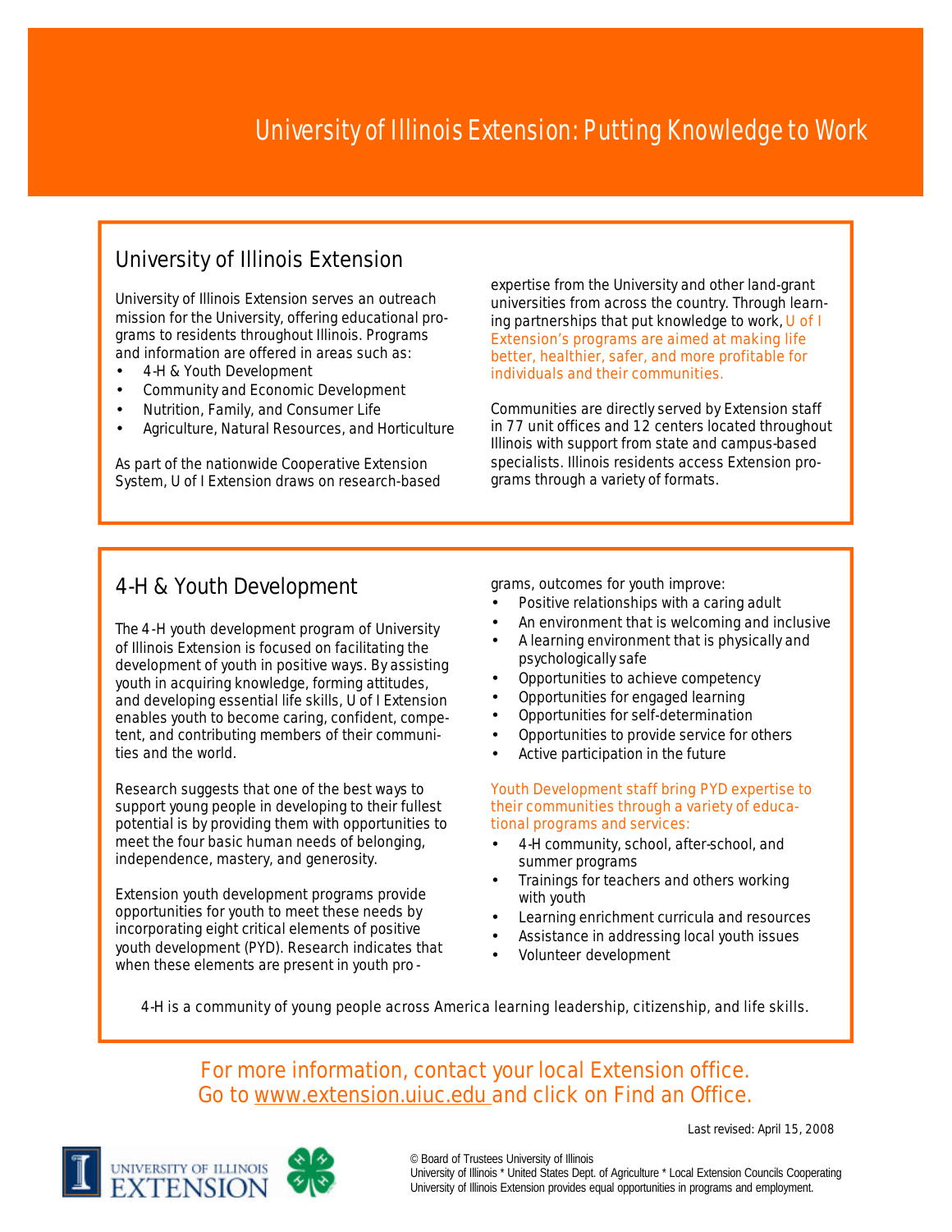# University of Illinois Extension: Putting Knowledge to Work

## University of Illinois Extension

University of Illinois Extension serves an outreach mission for the University, offering educational programs to residents throughout Illinois. Programs and information are offered in areas such as:

- 4-H & Youth Development
- Community and Economic Development
- Nutrition, Family, and Consumer Life
- Agriculture, Natural Resources, and Horticulture

As part of the nationwide Cooperative Extension System, U of I Extension draws on research-based expertise from the University and other land-grant universities from across the country. Through learning partnerships that put knowledge to work, U of I Extension's programs are aimed at making life better, healthier, safer, and more profitable for individuals and their communities.

Communities are directly served by Extension staff in 77 unit offices and 12 centers located throughout Illinois with support from state and campus-based specialists. Illinois residents access Extension programs through a variety of formats.

## 4-H & Youth Development

The 4-H youth development program of University of Illinois Extension is focused on facilitating the development of youth in positive ways. By assisting youth in acquiring knowledge, forming attitudes, and developing essential life skills, U of I Extension enables youth to become caring, confident, competent, and contributing members of their communities and the world.

Research suggests that one of the best ways to support young people in developing to their fullest potential is by providing them with opportunities to meet the four basic human needs of belonging, independence, mastery, and generosity.

Extension youth development programs provide opportunities for youth to meet these needs by incorporating eight critical elements of positive youth development (PYD). Research indicates that when these elements are present in youth programs, outcomes for youth improve:

- Positive relationships with a caring adult
- An environment that is welcoming and inclusive
- A learning environment that is physically and psychologically safe
- Opportunities to achieve competency
- Opportunities for engaged learning
- Opportunities for self-determination
- Opportunities to provide service for others
- Active participation in the future

Youth Development staff bring PYD expertise to their communities through a variety of educational programs and services:

- 4-H community, school, after-school, and summer programs
- Trainings for teachers and others working with youth
- Learning enrichment curricula and resources
- Assistance in addressing local youth issues
- Volunteer development

4-H is a community of young people across America learning leadership, citizenship, and life skills.

For more information, contact your local Extension office.
Go to www.extension.uiuc.edu and click on Find an Office.

Last revised: April 15, 2008

UNIVERSITY OF ILLINOIS EXTENSION

© Board of Trustees University of Illinois
University of Illinois * United States Dept. of Agriculture * Local Extension Councils Cooperating
University of Illinois Extension provides equal opportunities in programs and employment.